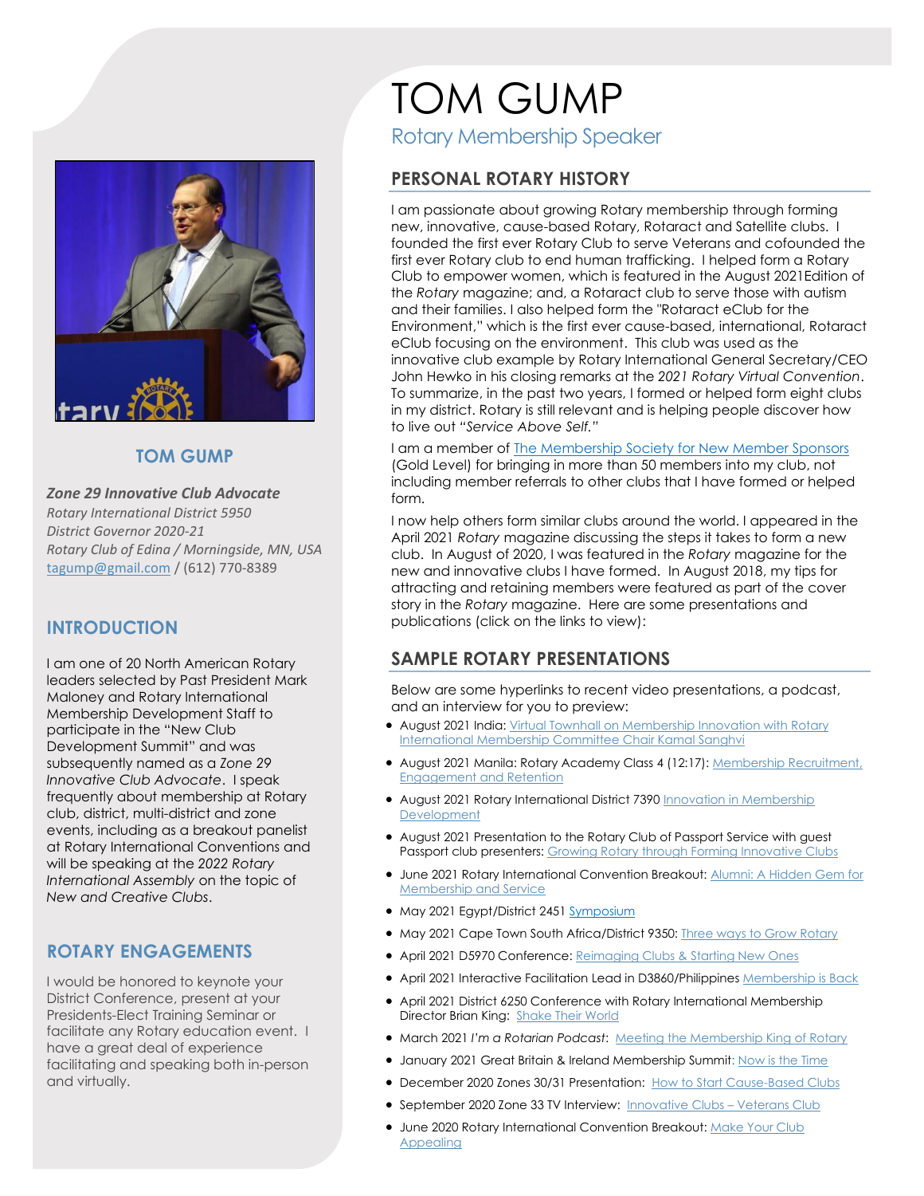# TOM GUMP

Rotary Membership Speaker

## TOM GUMP

***Zone 29 Innovative Club Advocate***

*Rotary International District 5950*

*District Governor 2020-21*

*Rotary Club of Edina / Morningside, MN, USA*

tagump@gmail.com / (612) 770-8389

## INTRODUCTION

I am one of 20 North American Rotary leaders selected by Past President Mark Maloney and Rotary International Membership Development Staff to participate in the "New Club Development Summit" and was subsequently named as a *Zone 29 Innovative Club Advocate*. I speak frequently about membership at Rotary club, district, multi-district and zone events, including as a breakout panelist at Rotary International Conventions and will be speaking at the *2022 Rotary International Assembly* on the topic of *New and Creative Clubs*.

## ROTARY ENGAGEMENTS

I would be honored to keynote your District Conference, present at your Presidents-Elect Training Seminar or facilitate any Rotary education event. I have a great deal of experience facilitating and speaking both in-person and virtually.

## PERSONAL ROTARY HISTORY

I am passionate about growing Rotary membership through forming new, innovative, cause-based Rotary, Rotaract and Satellite clubs. I founded the first ever Rotary Club to serve Veterans and cofounded the first ever Rotary club to end human trafficking. I helped form a Rotary Club to empower women, which is featured in the August 2021Edition of the *Rotary* magazine; and, a Rotaract club to serve those with autism and their families. I also helped form the "Rotaract eClub for the Environment," which is the first ever cause-based, international, Rotaract eClub focusing on the environment. This club was used as the innovative club example by Rotary International General Secretary/CEO John Hewko in his closing remarks at the *2021 Rotary Virtual Convention*. To summarize, in the past two years, I formed or helped form eight clubs in my district. Rotary is still relevant and is helping people discover how to live out *"Service Above Self."*

I am a member of The Membership Society for New Member Sponsors (Gold Level) for bringing in more than 50 members into my club, not including member referrals to other clubs that I have formed or helped form.

I now help others form similar clubs around the world. I appeared in the April 2021 *Rotary* magazine discussing the steps it takes to form a new club. In August of 2020, I was featured in the *Rotary* magazine for the new and innovative clubs I have formed. In August 2018, my tips for attracting and retaining members were featured as part of the cover story in the *Rotary* magazine. Here are some presentations and publications (click on the links to view):

## SAMPLE ROTARY PRESENTATIONS

Below are some hyperlinks to recent video presentations, a podcast, and an interview for you to preview:

- August 2021 India: Virtual Townhall on Membership Innovation with Rotary International Membership Committee Chair Kamal Sanghvi
- August 2021 Manila: Rotary Academy Class 4 (12:17): Membership Recruitment, Engagement and Retention
- August 2021 Rotary International District 7390 Innovation in Membership Development
- August 2021 Presentation to the Rotary Club of Passport Service with guest Passport club presenters: Growing Rotary through Forming Innovative Clubs
- June 2021 Rotary International Convention Breakout: Alumni: A Hidden Gem for Membership and Service
- May 2021 Egypt/District 2451 Symposium
- May 2021 Cape Town South Africa/District 9350: Three ways to Grow Rotary
- April 2021 D5970 Conference: Reimaging Clubs & Starting New Ones
- April 2021 Interactive Facilitation Lead in D3860/Philippines Membership is Back
- April 2021 District 6250 Conference with Rotary International Membership Director Brian King: Shake Their World
- March 2021 *I'm a Rotarian Podcast*: Meeting the Membership King of Rotary
- January 2021 Great Britain & Ireland Membership Summit: Now is the Time
- December 2020 Zones 30/31 Presentation: How to Start Cause-Based Clubs
- September 2020 Zone 33 TV Interview: Innovative Clubs – Veterans Club
- June 2020 Rotary International Convention Breakout: Make Your Club Appealing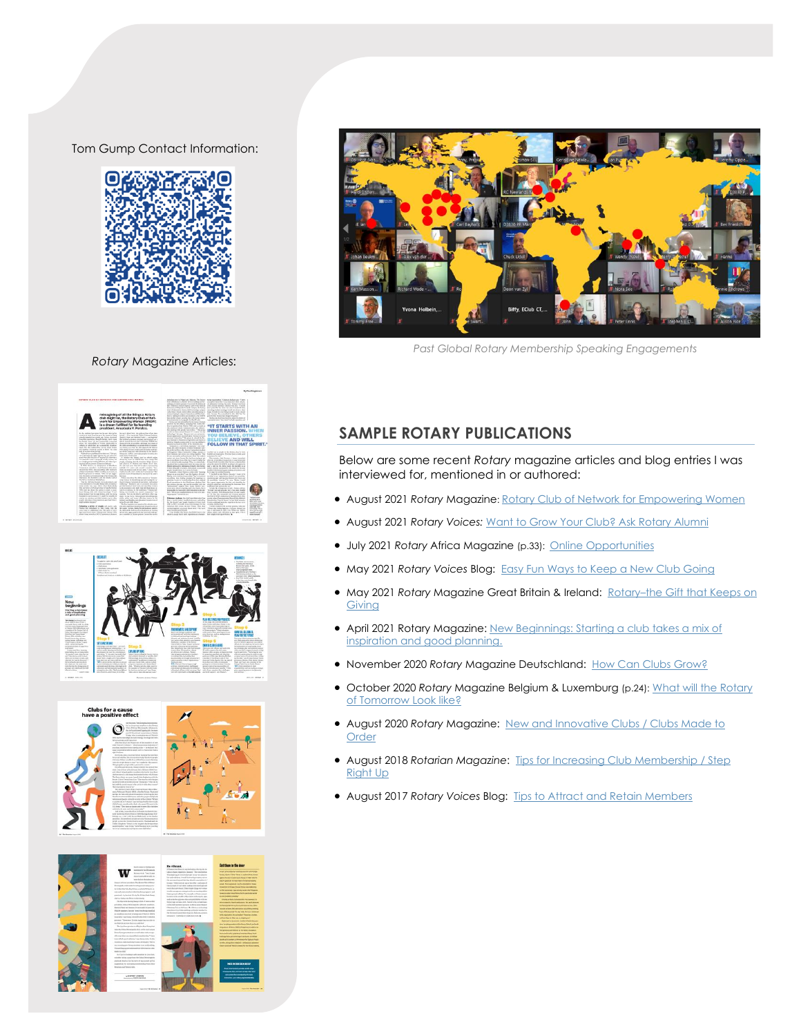Tom Gump Contact Information:

*Rotary* Magazine Articles:

Past Global Rotary Membership Speaking Engagements

## SAMPLE ROTARY PUBLICATIONS

Below are some recent *Rotary* magazine articles and blog entries I was interviewed for, mentioned in or authored:

- August 2021 *Rotary* Magazine: Rotary Club of Network for Empowering Women
- August 2021 *Rotary Voices*: Want to Grow Your Club? Ask Rotary Alumni
- July 2021 *Rotary* Africa Magazine (p.33): Online Opportunities
- May 2021 *Rotary Voices* Blog: Easy Fun Ways to Keep a New Club Going
- May 2021 *Rotary* Magazine Great Britain & Ireland: Rotary–the Gift that Keeps on Giving
- April 2021 Rotary Magazine: New Beginnings: Starting a club takes a mix of inspiration and good planning.
- November 2020 *Rotary* Magazine Deutschland: How Can Clubs Grow?
- October 2020 *Rotary* Magazine Belgium & Luxemburg (p.24): What will the Rotary of Tomorrow Look like?
- August 2020 *Rotary* Magazine: New and Innovative Clubs / Clubs Made to Order
- August 2018 *Rotarian Magazine*: Tips for Increasing Club Membership / Step Right Up
- August 2017 *Rotary Voices* Blog: Tips to Attract and Retain Members